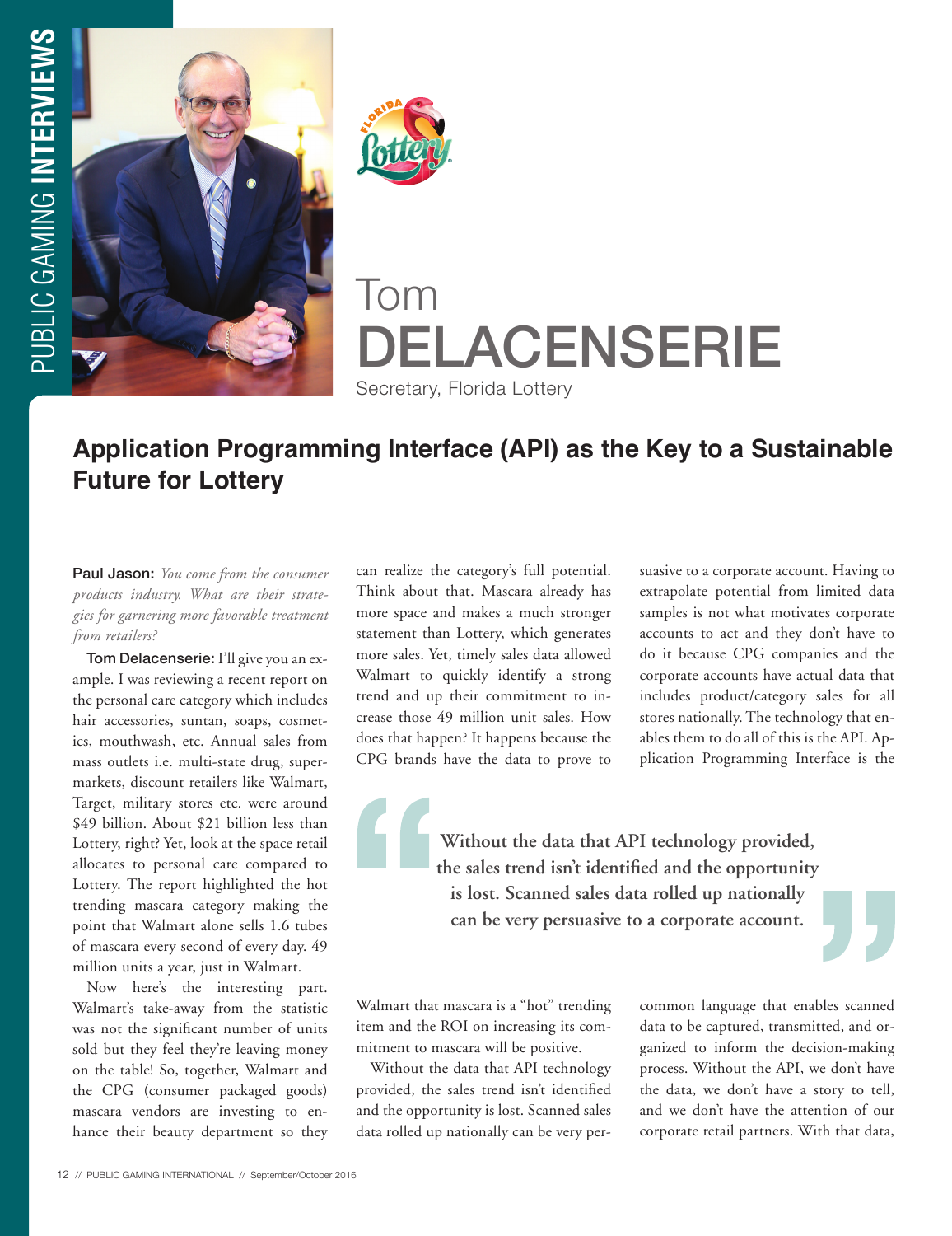# Tom DELACENSERIE

Secretary, Florida Lottery

## Application Programming Interface (API) as the Key to a Sustainable Future for Lottery

**Paul Jason:** *You come from the consumer products industry. What are their strategies for garnering more favorable treatment from retailers?*

**Tom Delacenserie:** I'll give you an example. I was reviewing a recent report on the personal care category which includes hair accessories, suntan, soaps, cosmetics, mouthwash, etc. Annual sales from mass outlets i.e. multi-state drug, supermarkets, discount retailers like Walmart, Target, military stores etc. were around $49 billion. About $21 billion less than Lottery, right? Yet, look at the space retail allocates to personal care compared to Lottery. The report highlighted the hot trending mascara category making the point that Walmart alone sells 1.6 tubes of mascara every second of every day. 49 million units a year, just in Walmart.

Now here's the interesting part. Walmart's take-away from the statistic was not the significant number of units sold but they feel they're leaving money on the table! So, together, Walmart and the CPG (consumer packaged goods) mascara vendors are investing to enhance their beauty department so they can realize the category's full potential. Think about that. Mascara already has more space and makes a much stronger statement than Lottery, which generates more sales. Yet, timely sales data allowed Walmart to quickly identify a strong trend and up their commitment to increase those 49 million unit sales. How does that happen? It happens because the CPG brands have the data to prove to Walmart that mascara is a "hot" trending item and the ROI on increasing its commitment to mascara will be positive.

Without the data that API technology provided, the sales trend isn't identified and the opportunity is lost. Scanned sales data rolled up nationally can be very persuasive to a corporate account. Having to extrapolate potential from limited data samples is not what motivates corporate accounts to act and they don't have to do it because CPG companies and the corporate accounts have actual data that includes product/category sales for all stores nationally. The technology that enables them to do all of this is the API. Application Programming Interface is the common language that enables scanned data to be captured, transmitted, and organized to inform the decision-making process. Without the API, we don't have the data, we don't have a story to tell, and we don't have the attention of our corporate retail partners. With that data,

> **Without the data that API technology provided, the sales trend isn't identified and the opportunity is lost. Scanned sales data rolled up nationally can be very persuasive to a corporate account.**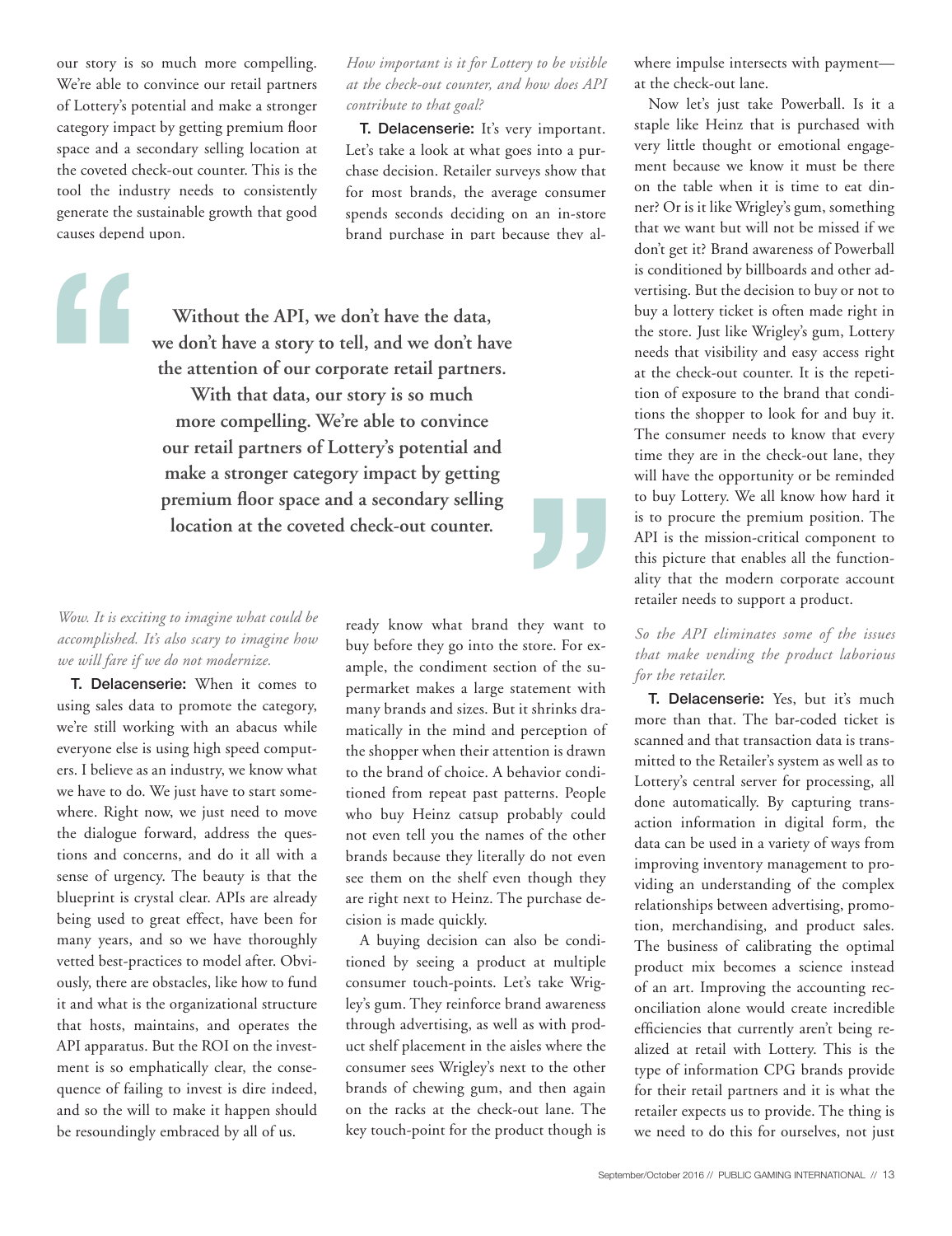our story is so much more compelling. We're able to convince our retail partners of Lottery's potential and make a stronger category impact by getting premium floor space and a secondary selling location at the coveted check-out counter. This is the tool the industry needs to consistently generate the sustainable growth that good causes depend upon.

> **Without the API, we don't have the data, we don't have a story to tell, and we don't have the attention of our corporate retail partners. With that data, our story is so much more compelling. We're able to convince our retail partners of Lottery's potential and make a stronger category impact by getting premium floor space and a secondary selling location at the coveted check-out counter.**

*Wow. It is exciting to imagine what could be accomplished. It's also scary to imagine how we will fare if we do not modernize.*

**T. Delacenserie:** When it comes to using sales data to promote the category, we're still working with an abacus while everyone else is using high speed computers. I believe as an industry, we know what we have to do. We just have to start somewhere. Right now, we just need to move the dialogue forward, address the questions and concerns, and do it all with a sense of urgency. The beauty is that the blueprint is crystal clear. APIs are already being used to great effect, have been for many years, and so we have thoroughly vetted best-practices to model after. Obviously, there are obstacles, like how to fund it and what is the organizational structure that hosts, maintains, and operates the API apparatus. But the ROI on the investment is so emphatically clear, the consequence of failing to invest is dire indeed, and so the will to make it happen should be resoundingly embraced by all of us.

*How important is it for Lottery to be visible at the check-out counter, and how does API contribute to that goal?*

**T. Delacenserie:** It's very important. Let's take a look at what goes into a purchase decision. Retailer surveys show that for most brands, the average consumer spends seconds deciding on an in-store brand purchase in part because they already know what brand they want to buy before they go into the store. For example, the condiment section of the supermarket makes a large statement with many brands and sizes. But it shrinks dramatically in the mind and perception of the shopper when their attention is drawn to the brand of choice. A behavior conditioned from repeat past patterns. People who buy Heinz catsup probably could not even tell you the names of the other brands because they literally do not even see them on the shelf even though they are right next to Heinz. The purchase decision is made quickly.

A buying decision can also be conditioned by seeing a product at multiple consumer touch-points. Let's take Wrigley's gum. They reinforce brand awareness through advertising, as well as with product shelf placement in the aisles where the consumer sees Wrigley's next to the other brands of chewing gum, and then again on the racks at the check-out lane. The key touch-point for the product though is where impulse intersects with payment—at the check-out lane.

Now let's just take Powerball. Is it a staple like Heinz that is purchased with very little thought or emotional engagement because we know it must be there on the table when it is time to eat dinner? Or is it like Wrigley's gum, something that we want but will not be missed if we don't get it? Brand awareness of Powerball is conditioned by billboards and other advertising. But the decision to buy or not to buy a lottery ticket is often made right in the store. Just like Wrigley's gum, Lottery needs that visibility and easy access right at the check-out counter. It is the repetition of exposure to the brand that conditions the shopper to look for and buy it. The consumer needs to know that every time they are in the check-out lane, they will have the opportunity or be reminded to buy Lottery. We all know how hard it is to procure the premium position. The API is the mission-critical component to this picture that enables all the functionality that the modern corporate account retailer needs to support a product.

*So the API eliminates some of the issues that make vending the product laborious for the retailer.*

**T. Delacenserie:** Yes, but it's much more than that. The bar-coded ticket is scanned and that transaction data is transmitted to the Retailer's system as well as to Lottery's central server for processing, all done automatically. By capturing transaction information in digital form, the data can be used in a variety of ways from improving inventory management to providing an understanding of the complex relationships between advertising, promotion, merchandising, and product sales. The business of calibrating the optimal product mix becomes a science instead of an art. Improving the accounting reconciliation alone would create incredible efficiencies that currently aren't being realized at retail with Lottery. This is the type of information CPG brands provide for their retail partners and it is what the retailer expects us to provide. The thing is we need to do this for ourselves, not just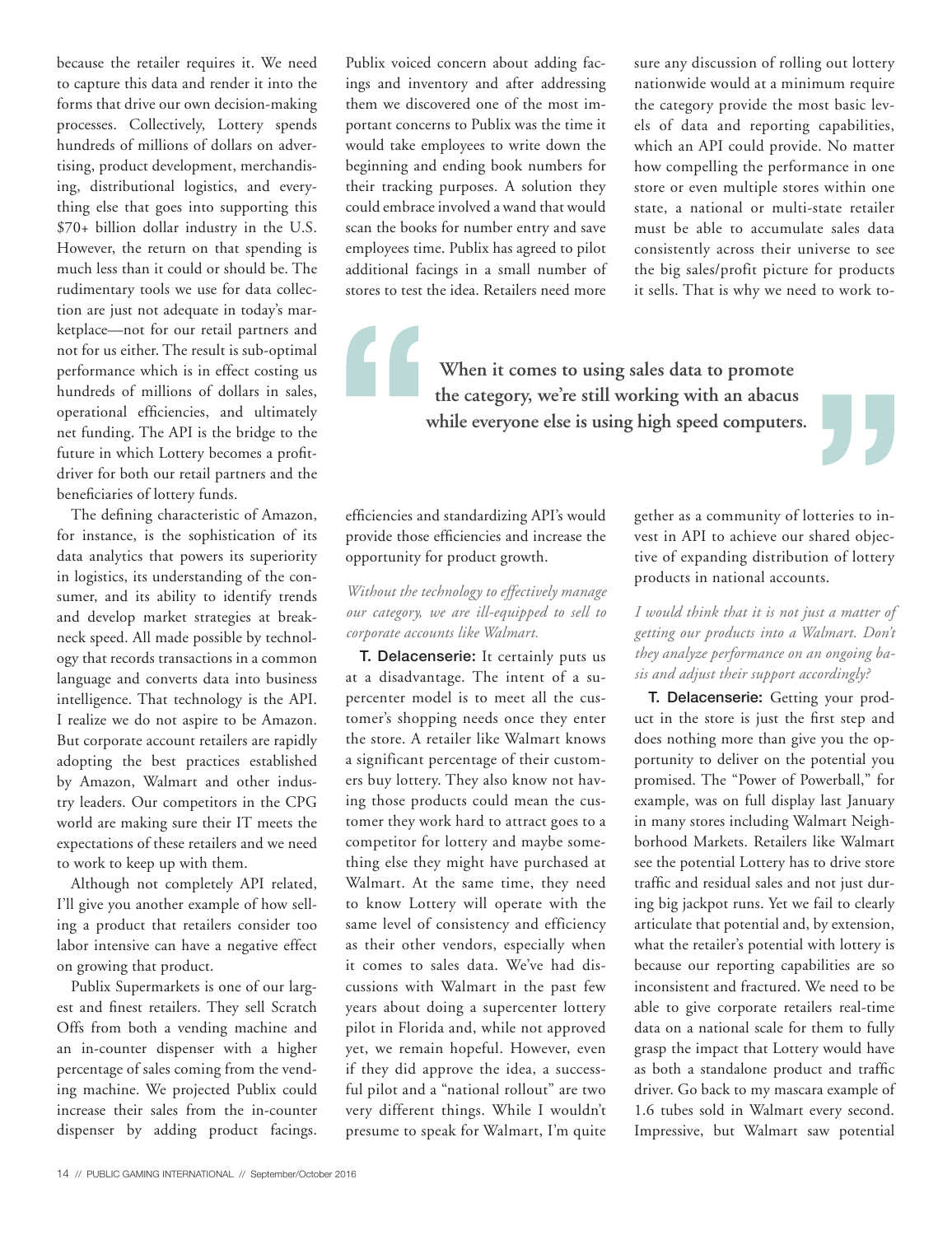because the retailer requires it. We need to capture this data and render it into the forms that drive our own decision-making processes. Collectively, Lottery spends hundreds of millions of dollars on advertising, product development, merchandising, distributional logistics, and everything else that goes into supporting this $70+ billion dollar industry in the U.S. However, the return on that spending is much less than it could or should be. The rudimentary tools we use for data collection are just not adequate in today's marketplace—not for our retail partners and not for us either. The result is sub-optimal performance which is in effect costing us hundreds of millions of dollars in sales, operational efficiencies, and ultimately net funding. The API is the bridge to the future in which Lottery becomes a profit-driver for both our retail partners and the beneficiaries of lottery funds.

The defining characteristic of Amazon, for instance, is the sophistication of its data analytics that powers its superiority in logistics, its understanding of the consumer, and its ability to identify trends and develop market strategies at breakneck speed. All made possible by technology that records transactions in a common language and converts data into business intelligence. That technology is the API. I realize we do not aspire to be Amazon. But corporate account retailers are rapidly adopting the best practices established by Amazon, Walmart and other industry leaders. Our competitors in the CPG world are making sure their IT meets the expectations of these retailers and we need to work to keep up with them.

Although not completely API related, I'll give you another example of how selling a product that retailers consider too labor intensive can have a negative effect on growing that product.

Publix Supermarkets is one of our largest and finest retailers. They sell Scratch Offs from both a vending machine and an in-counter dispenser with a higher percentage of sales coming from the vending machine. We projected Publix could increase their sales from the in-counter dispenser by adding product facings. Publix voiced concern about adding facings and inventory and after addressing them we discovered one of the most important concerns to Publix was the time it would take employees to write down the beginning and ending book numbers for their tracking purposes. A solution they could embrace involved a wand that would scan the books for number entry and save employees time. Publix has agreed to pilot additional facings in a small number of stores to test the idea. Retailers need more efficiencies and standardizing API's would provide those efficiencies and increase the opportunity for product growth.

> **When it comes to using sales data to promote the category, we're still working with an abacus while everyone else is using high speed computers.**

*Without the technology to effectively manage our category, we are ill-equipped to sell to corporate accounts like Walmart.*

**T. Delacenserie:** It certainly puts us at a disadvantage. The intent of a supercenter model is to meet all the customer's shopping needs once they enter the store. A retailer like Walmart knows a significant percentage of their customers buy lottery. They also know not having those products could mean the customer they work hard to attract goes to a competitor for lottery and maybe something else they might have purchased at Walmart. At the same time, they need to know Lottery will operate with the same level of consistency and efficiency as their other vendors, especially when it comes to sales data. We've had discussions with Walmart in the past few years about doing a supercenter lottery pilot in Florida and, while not approved yet, we remain hopeful. However, even if they did approve the idea, a successful pilot and a "national rollout" are two very different things. While I wouldn't presume to speak for Walmart, I'm quite sure any discussion of rolling out lottery nationwide would at a minimum require the category provide the most basic levels of data and reporting capabilities, which an API could provide. No matter how compelling the performance in one store or even multiple stores within one state, a national or multi-state retailer must be able to accumulate sales data consistently across their universe to see the big sales/profit picture for products it sells. That is why we need to work together as a community of lotteries to invest in API to achieve our shared objective of expanding distribution of lottery products in national accounts.

*I would think that it is not just a matter of getting our products into a Walmart. Don't they analyze performance on an ongoing basis and adjust their support accordingly?*

**T. Delacenserie:** Getting your product in the store is just the first step and does nothing more than give you the opportunity to deliver on the potential you promised. The "Power of Powerball," for example, was on full display last January in many stores including Walmart Neighborhood Markets. Retailers like Walmart see the potential Lottery has to drive store traffic and residual sales and not just during big jackpot runs. Yet we fail to clearly articulate that potential and, by extension, what the retailer's potential with lottery is because our reporting capabilities are so inconsistent and fractured. We need to be able to give corporate retailers real-time data on a national scale for them to fully grasp the impact that Lottery would have as both a standalone product and traffic driver. Go back to my mascara example of 1.6 tubes sold in Walmart every second. Impressive, but Walmart saw potential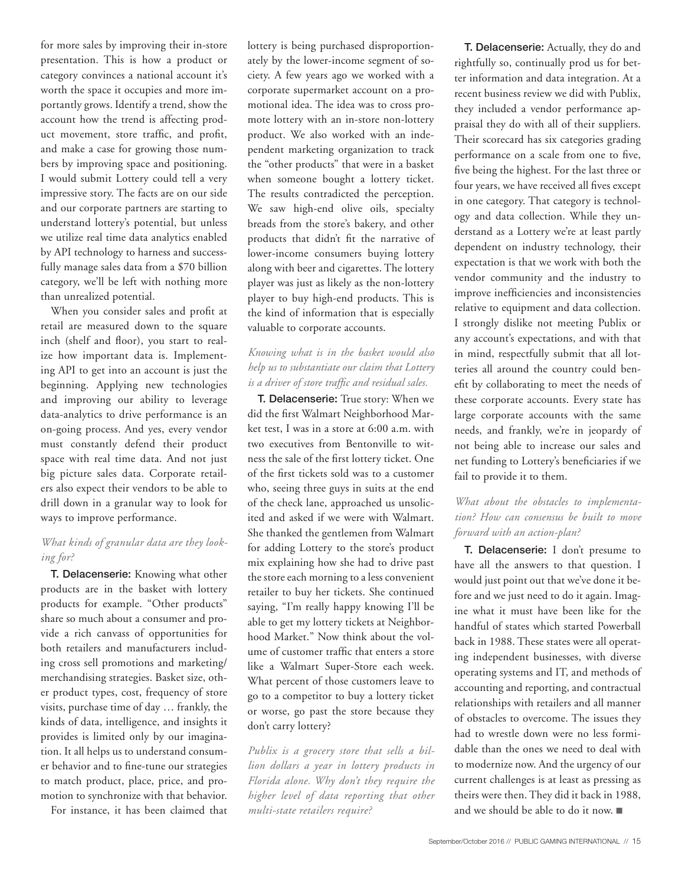for more sales by improving their in-store presentation. This is how a product or category convinces a national account it's worth the space it occupies and more importantly grows. Identify a trend, show the account how the trend is affecting product movement, store traffic, and profit, and make a case for growing those numbers by improving space and positioning. I would submit Lottery could tell a very impressive story. The facts are on our side and our corporate partners are starting to understand lottery's potential, but unless we utilize real time data analytics enabled by API technology to harness and successfully manage sales data from a $70 billion category, we'll be left with nothing more than unrealized potential.

When you consider sales and profit at retail are measured down to the square inch (shelf and floor), you start to realize how important data is. Implementing API to get into an account is just the beginning. Applying new technologies and improving our ability to leverage data-analytics to drive performance is an on-going process. And yes, every vendor must constantly defend their product space with real time data. And not just big picture sales data. Corporate retailers also expect their vendors to be able to drill down in a granular way to look for ways to improve performance.

*What kinds of granular data are they looking for?*

**T. Delacenserie:** Knowing what other products are in the basket with lottery products for example. "Other products" share so much about a consumer and provide a rich canvass of opportunities for both retailers and manufacturers including cross sell promotions and marketing/merchandising strategies. Basket size, other product types, cost, frequency of store visits, purchase time of day … frankly, the kinds of data, intelligence, and insights it provides is limited only by our imagination. It all helps us to understand consumer behavior and to fine-tune our strategies to match product, place, price, and promotion to synchronize with that behavior.

For instance, it has been claimed that lottery is being purchased disproportionately by the lower-income segment of society. A few years ago we worked with a corporate supermarket account on a promotional idea. The idea was to cross promote lottery with an in-store non-lottery product. We also worked with an independent marketing organization to track the "other products" that were in a basket when someone bought a lottery ticket. The results contradicted the perception. We saw high-end olive oils, specialty breads from the store's bakery, and other products that didn't fit the narrative of lower-income consumers buying lottery along with beer and cigarettes. The lottery player was just as likely as the non-lottery player to buy high-end products. This is the kind of information that is especially valuable to corporate accounts.

*Knowing what is in the basket would also help us to substantiate our claim that Lottery is a driver of store traffic and residual sales.*

**T. Delacenserie:** True story: When we did the first Walmart Neighborhood Market test, I was in a store at 6:00 a.m. with two executives from Bentonville to witness the sale of the first lottery ticket. One of the first tickets sold was to a customer who, seeing three guys in suits at the end of the check lane, approached us unsolicited and asked if we were with Walmart. She thanked the gentlemen from Walmart for adding Lottery to the store's product mix explaining how she had to drive past the store each morning to a less convenient retailer to buy her tickets. She continued saying, "I'm really happy knowing I'll be able to get my lottery tickets at Neighborhood Market." Now think about the volume of customer traffic that enters a store like a Walmart Super-Store each week. What percent of those customers leave to go to a competitor to buy a lottery ticket or worse, go past the store because they don't carry lottery?

*Publix is a grocery store that sells a billion dollars a year in lottery products in Florida alone. Why don't they require the higher level of data reporting that other multi-state retailers require?*

**T. Delacenserie:** Actually, they do and rightfully so, continually prod us for better information and data integration. At a recent business review we did with Publix, they included a vendor performance appraisal they do with all of their suppliers. Their scorecard has six categories grading performance on a scale from one to five, five being the highest. For the last three or four years, we have received all fives except in one category. That category is technology and data collection. While they understand as a Lottery we're at least partly dependent on industry technology, their expectation is that we work with both the vendor community and the industry to improve inefficiencies and inconsistencies relative to equipment and data collection. I strongly dislike not meeting Publix or any account's expectations, and with that in mind, respectfully submit that all lotteries all around the country could benefit by collaborating to meet the needs of these corporate accounts. Every state has large corporate accounts with the same needs, and frankly, we're in jeopardy of not being able to increase our sales and net funding to Lottery's beneficiaries if we fail to provide it to them.

*What about the obstacles to implementation? How can consensus be built to move forward with an action-plan?*

**T. Delacenserie:** I don't presume to have all the answers to that question. I would just point out that we've done it before and we just need to do it again. Imagine what it must have been like for the handful of states which started Powerball back in 1988. These states were all operating independent businesses, with diverse operating systems and IT, and methods of accounting and reporting, and contractual relationships with retailers and all manner of obstacles to overcome. The issues they had to wrestle down were no less formidable than the ones we need to deal with to modernize now. And the urgency of our current challenges is at least as pressing as theirs were then. They did it back in 1988, and we should be able to do it now. ■